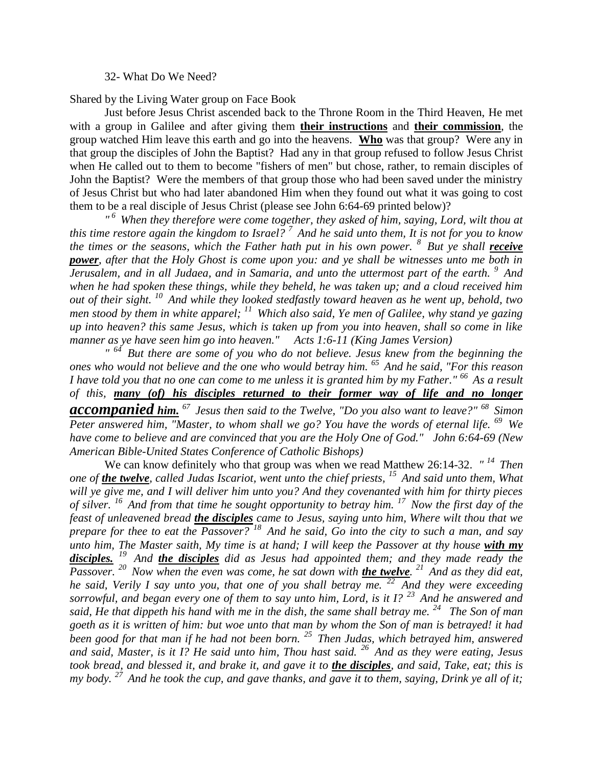32- What Do We Need?

Shared by the Living Water group on Face Book

Just before Jesus Christ ascended back to the Throne Room in the Third Heaven, He met with a group in Galilee and after giving them **their instructions** and **their commission**, the group watched Him leave this earth and go into the heavens. **Who** was that group? Were any in that group the disciples of John the Baptist? Had any in that group refused to follow Jesus Christ when He called out to them to become "fishers of men" but chose, rather, to remain disciples of John the Baptist? Were the members of that group those who had been saved under the ministry of Jesus Christ but who had later abandoned Him when they found out what it was going to cost them to be a real disciple of Jesus Christ (please see John 6:64-69 printed below)?

*" 6 When they therefore were come together, they asked of him, saying, Lord, wilt thou at this time restore again the kingdom to Israel? 7 And he said unto them, It is not for you to know the times or the seasons, which the Father hath put in his own power. 8 But ye shall* ***receive power****, after that the Holy Ghost is come upon you: and ye shall be witnesses unto me both in Jerusalem, and in all Judaea, and in Samaria, and unto the uttermost part of the earth. 9 And when he had spoken these things, while they beheld, he was taken up; and a cloud received him out of their sight. 10 And while they looked stedfastly toward heaven as he went up, behold, two men stood by them in white apparel; 11 Which also said, Ye men of Galilee, why stand ye gazing up into heaven? this same Jesus, which is taken up from you into heaven, shall so come in like manner as ye have seen him go into heaven." Acts 1:6-11 (King James Version)*

*" 64 But there are some of you who do not believe. Jesus knew from the beginning the ones who would not believe and the one who would betray him. 65 And he said, "For this reason I have told you that no one can come to me unless it is granted him by my Father." 66 As a result of this,* ***many (of) his disciples returned to their former way of life and no longer accompanied him.*** *67 Jesus then said to the Twelve, "Do you also want to leave?" 68 Simon Peter answered him, "Master, to whom shall we go? You have the words of eternal life. 69 We have come to believe and are convinced that you are the Holy One of God." John 6:64-69 (New American Bible-United States Conference of Catholic Bishops)*

We can know definitely who that group was when we read Matthew 26:14-32. *" 14 Then one of* ***the twelve****, called Judas Iscariot, went unto the chief priests, 15 And said unto them, What will ye give me, and I will deliver him unto you? And they covenanted with him for thirty pieces of silver. 16 And from that time he sought opportunity to betray him. 17 Now the first day of the feast of unleavened bread* ***the disciples*** *came to Jesus, saying unto him, Where wilt thou that we prepare for thee to eat the Passover? 18 And he said, Go into the city to such a man, and say unto him, The Master saith, My time is at hand; I will keep the Passover at thy house* ***with my disciples.*** *19 And* ***the disciples*** *did as Jesus had appointed them; and they made ready the Passover. 20 Now when the even was come, he sat down with* ***the twelve****. 21 And as they did eat, he said, Verily I say unto you, that one of you shall betray me. 22 And they were exceeding sorrowful, and began every one of them to say unto him, Lord, is it I? 23 And he answered and said, He that dippeth his hand with me in the dish, the same shall betray me. 24 The Son of man goeth as it is written of him: but woe unto that man by whom the Son of man is betrayed! it had been good for that man if he had not been born. 25 Then Judas, which betrayed him, answered and said, Master, is it I? He said unto him, Thou hast said. 26 And as they were eating, Jesus took bread, and blessed it, and brake it, and gave it to* ***the disciples****, and said, Take, eat; this is my body. 27 And he took the cup, and gave thanks, and gave it to them, saying, Drink ye all of it;*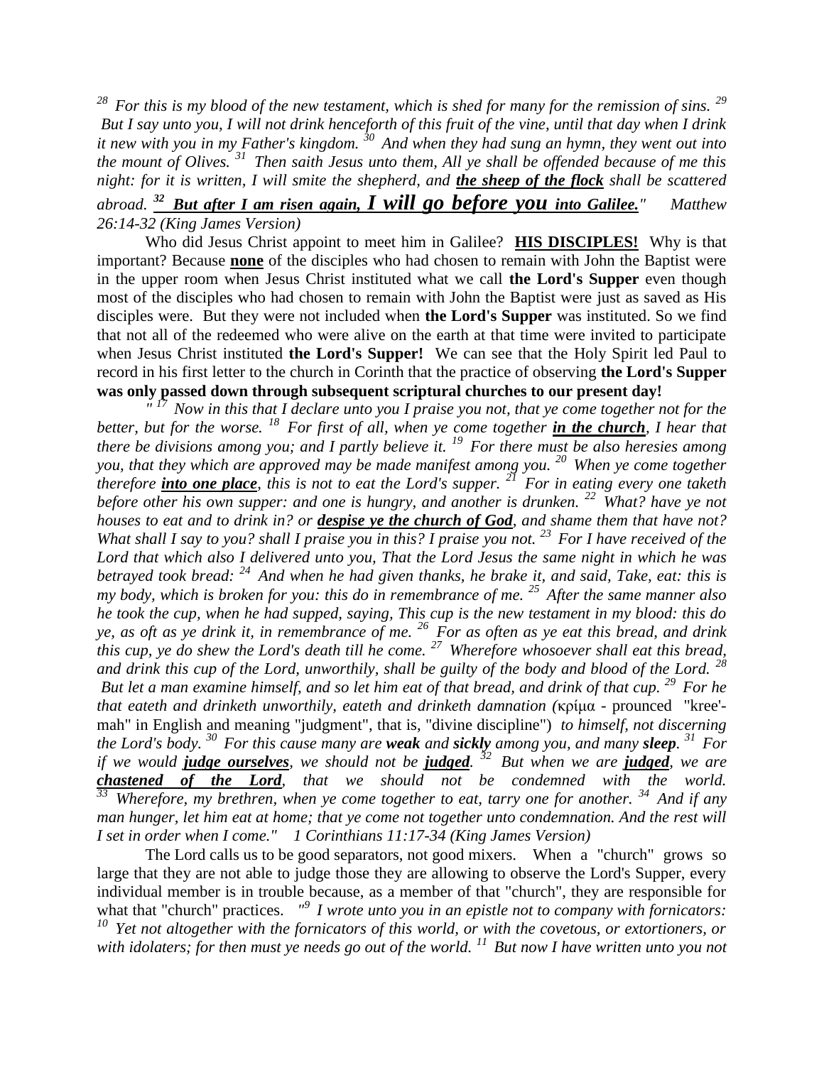*[28] For this is my blood of the new testament, which is shed for many for the remission of sins. [29] But I say unto you, I will not drink henceforth of this fruit of the vine, until that day when I drink it new with you in my Father's kingdom. [30] And when they had sung an hymn, they went out into the mount of Olives. [31] Then saith Jesus unto them, All ye shall be offended because of me this night: for it is written, I will smite the shepherd, and **the sheep of the flock** shall be scattered abroad. [32] **But after I am risen again, I will go before you into Galilee.**" Matthew 26:14-32 (King James Version)*

Who did Jesus Christ appoint to meet him in Galilee? **HIS DISCIPLES!** Why is that important? Because **none** of the disciples who had chosen to remain with John the Baptist were in the upper room when Jesus Christ instituted what we call **the Lord's Supper** even though most of the disciples who had chosen to remain with John the Baptist were just as saved as His disciples were. But they were not included when **the Lord's Supper** was instituted. So we find that not all of the redeemed who were alive on the earth at that time were invited to participate when Jesus Christ instituted **the Lord's Supper!** We can see that the Holy Spirit led Paul to record in his first letter to the church in Corinth that the practice of observing **the Lord's Supper was only passed down through subsequent scriptural churches to our present day!**

*" [17] Now in this that I declare unto you I praise you not, that ye come together not for the better, but for the worse. [18] For first of all, when ye come together **in the church**, I hear that there be divisions among you; and I partly believe it. [19] For there must be also heresies among you, that they which are approved may be made manifest among you. [20] When ye come together therefore **into one place**, this is not to eat the Lord's supper. [21] For in eating every one taketh before other his own supper: and one is hungry, and another is drunken. [22] What? have ye not houses to eat and to drink in? or **despise ye the church of God**, and shame them that have not? What shall I say to you? shall I praise you in this? I praise you not. [23] For I have received of the Lord that which also I delivered unto you, That the Lord Jesus the same night in which he was betrayed took bread: [24] And when he had given thanks, he brake it, and said, Take, eat: this is my body, which is broken for you: this do in remembrance of me. [25] After the same manner also he took the cup, when he had supped, saying, This cup is the new testament in my blood: this do ye, as oft as ye drink it, in remembrance of me. [26] For as often as ye eat this bread, and drink this cup, ye do shew the Lord's death till he come. [27] Wherefore whosoever shall eat this bread, and drink this cup of the Lord, unworthily, shall be guilty of the body and blood of the Lord. [28] But let a man examine himself, and so let him eat of that bread, and drink of that cup. [29] For he that eateth and drinketh unworthily, eateth and drinketh damnation (*κρίμα - prounced "kree'-mah" in English and meaning "judgment", that is, "divine discipline"*) to himself, not discerning the Lord's body. [30] For this cause many are **weak** and **sickly** among you, and many **sleep**. [31] For if we would **judge ourselves**, we should not be **judged**. [32] But when we are **judged**, we are **chastened of the Lord**, that we should not be condemned with the world. [33] Wherefore, my brethren, when ye come together to eat, tarry one for another. [34] And if any man hunger, let him eat at home; that ye come not together unto condemnation. And the rest will I set in order when I come." 1 Corinthians 11:17-34 (King James Version)*

The Lord calls us to be good separators, not good mixers. When a "church" grows so large that they are not able to judge those they are allowing to observe the Lord's Supper, every individual member is in trouble because, as a member of that "church", they are responsible for what that "church" practices. *"[9] I wrote unto you in an epistle not to company with fornicators: [10] Yet not altogether with the fornicators of this world, or with the covetous, or extortioners, or with idolaters; for then must ye needs go out of the world. [11] But now I have written unto you not*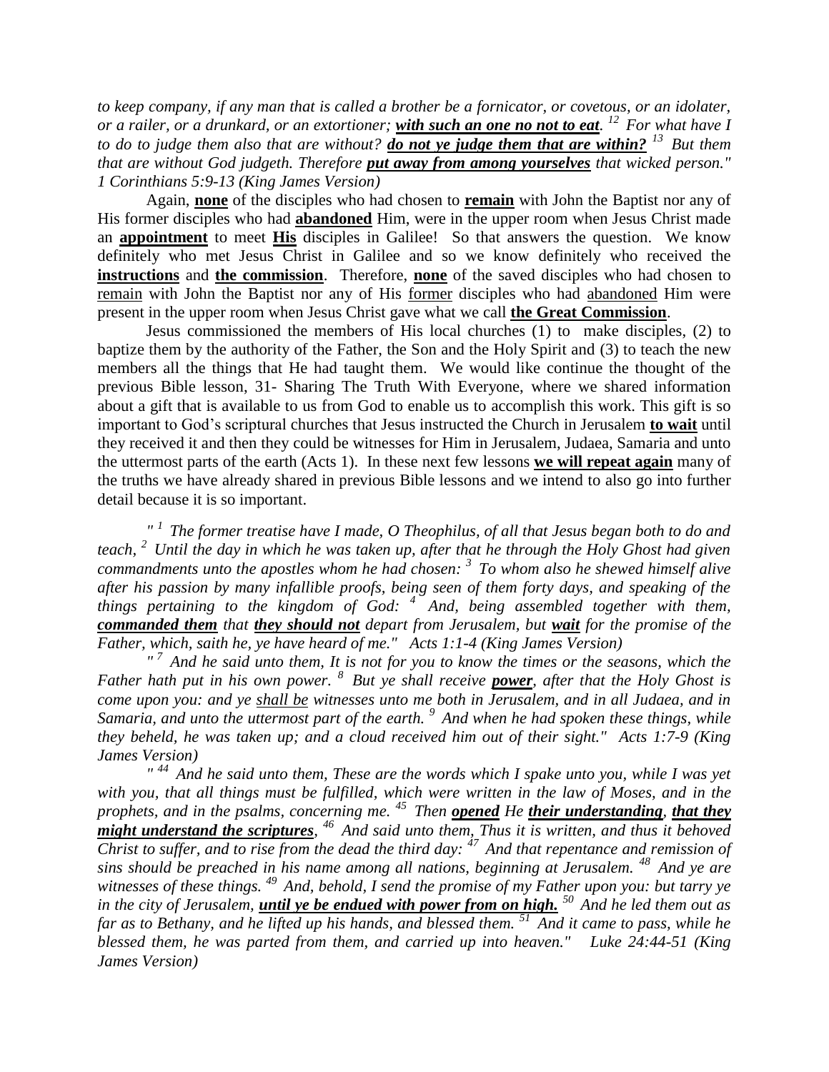*to keep company, if any man that is called a brother be a fornicator, or covetous, or an idolater, or a railer, or a drunkard, or an extortioner; **with such an one no not to eat**. [12] For what have I to do to judge them also that are without? **do not ye judge them that are within?** [13] But them that are without God judgeth. Therefore **put away from among yourselves** that wicked person." 1 Corinthians 5:9-13 (King James Version)*

Again, **none** of the disciples who had chosen to **remain** with John the Baptist nor any of His former disciples who had **abandoned** Him, were in the upper room when Jesus Christ made an **appointment** to meet **His** disciples in Galilee! So that answers the question. We know definitely who met Jesus Christ in Galilee and so we know definitely who received the **instructions** and **the commission**. Therefore, **none** of the saved disciples who had chosen to remain with John the Baptist nor any of His former disciples who had abandoned Him were present in the upper room when Jesus Christ gave what we call **the Great Commission**.

Jesus commissioned the members of His local churches (1) to make disciples, (2) to baptize them by the authority of the Father, the Son and the Holy Spirit and (3) to teach the new members all the things that He had taught them. We would like continue the thought of the previous Bible lesson, 31- Sharing The Truth With Everyone, where we shared information about a gift that is available to us from God to enable us to accomplish this work. This gift is so important to God's scriptural churches that Jesus instructed the Church in Jerusalem **to wait** until they received it and then they could be witnesses for Him in Jerusalem, Judaea, Samaria and unto the uttermost parts of the earth (Acts 1). In these next few lessons **we will repeat again** many of the truths we have already shared in previous Bible lessons and we intend to also go into further detail because it is so important.

*" [1] The former treatise have I made, O Theophilus, of all that Jesus began both to do and teach, [2] Until the day in which he was taken up, after that he through the Holy Ghost had given commandments unto the apostles whom he had chosen: [3] To whom also he shewed himself alive after his passion by many infallible proofs, being seen of them forty days, and speaking of the things pertaining to the kingdom of God: [4] And, being assembled together with them, **commanded them** that **they should not** depart from Jerusalem, but **wait** for the promise of the Father, which, saith he, ye have heard of me." Acts 1:1-4 (King James Version)*

*" [7] And he said unto them, It is not for you to know the times or the seasons, which the Father hath put in his own power. [8] But ye shall receive **power**, after that the Holy Ghost is come upon you: and ye shall be witnesses unto me both in Jerusalem, and in all Judaea, and in Samaria, and unto the uttermost part of the earth. [9] And when he had spoken these things, while they beheld, he was taken up; and a cloud received him out of their sight." Acts 1:7-9 (King James Version)*

*" [44] And he said unto them, These are the words which I spake unto you, while I was yet with you, that all things must be fulfilled, which were written in the law of Moses, and in the prophets, and in the psalms, concerning me. [45] Then **opened** He **their understanding**, **that they might understand the scriptures**, [46] And said unto them, Thus it is written, and thus it behoved Christ to suffer, and to rise from the dead the third day: [47] And that repentance and remission of sins should be preached in his name among all nations, beginning at Jerusalem. [48] And ye are witnesses of these things. [49] And, behold, I send the promise of my Father upon you: but tarry ye in the city of Jerusalem, **until ye be endued with power from on high.** [50] And he led them out as far as to Bethany, and he lifted up his hands, and blessed them. [51] And it came to pass, while he blessed them, he was parted from them, and carried up into heaven." Luke 24:44-51 (King James Version)*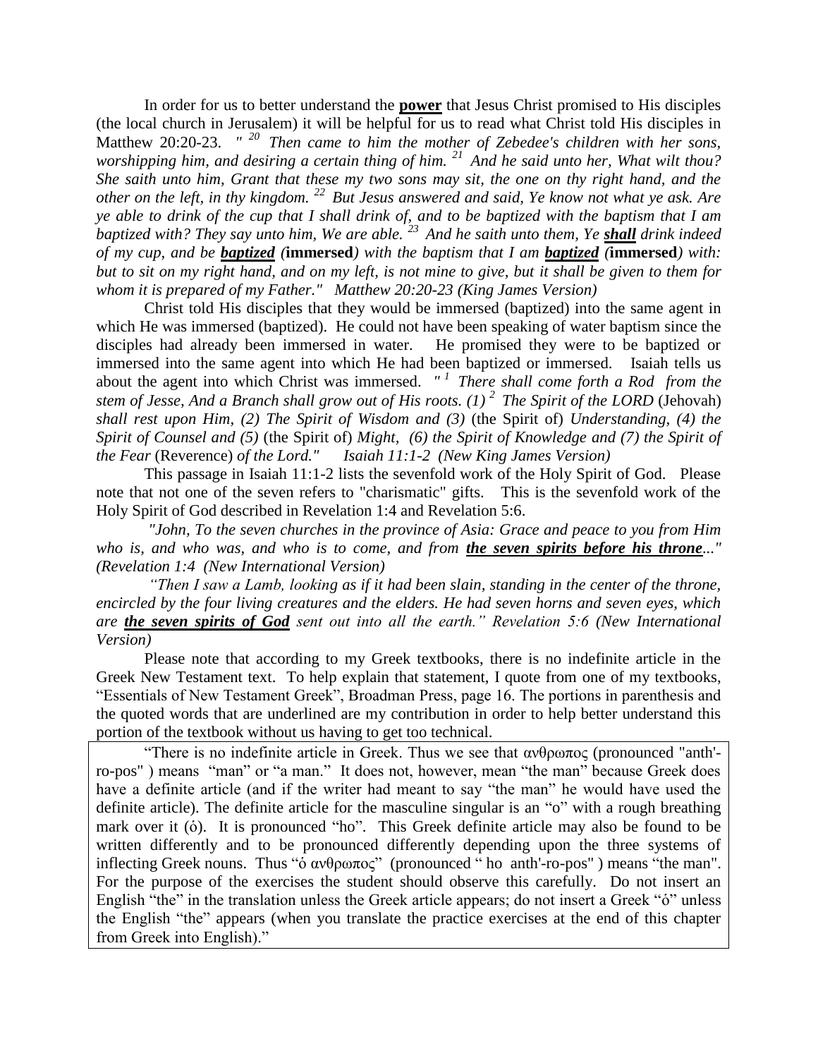In order for us to better understand the **<u>power</u>** that Jesus Christ promised to His disciples (the local church in Jerusalem) it will be helpful for us to read what Christ told His disciples in Matthew 20:20-23. *" [20] Then came to him the mother of Zebedee's children with her sons, worshipping him, and desiring a certain thing of him. [21] And he said unto her, What wilt thou? She saith unto him, Grant that these my two sons may sit, the one on thy right hand, and the other on the left, in thy kingdom. [22] But Jesus answered and said, Ye know not what ye ask. Are ye able to drink of the cup that I shall drink of, and to be baptized with the baptism that I am baptized with? They say unto him, We are able. [23] And he saith unto them, Ye **<u>shall</u>** drink indeed of my cup, and be **<u>baptized</u>** (***immersed***) with the baptism that I am **<u>baptized</u>** (***immersed***) with: but to sit on my right hand, and on my left, is not mine to give, but it shall be given to them for whom it is prepared of my Father." Matthew 20:20-23 (King James Version)*

Christ told His disciples that they would be immersed (baptized) into the same agent in which He was immersed (baptized). He could not have been speaking of water baptism since the disciples had already been immersed in water. He promised they were to be baptized or immersed into the same agent into which He had been baptized or immersed. Isaiah tells us about the agent into which Christ was immersed. *" [1] There shall come forth a Rod from the stem of Jesse, And a Branch shall grow out of His roots. (1) [2] The Spirit of the LORD* (Jehovah) *shall rest upon Him, (2) The Spirit of Wisdom and (3)* (the Spirit of) *Understanding, (4) the Spirit of Counsel and (5)* (the Spirit of) *Might, (6) the Spirit of Knowledge and (7) the Spirit of the Fear* (Reverence) *of the Lord." Isaiah 11:1-2 (New King James Version)*

This passage in Isaiah 11:1-2 lists the sevenfold work of the Holy Spirit of God. Please note that not one of the seven refers to "charismatic" gifts. This is the sevenfold work of the Holy Spirit of God described in Revelation 1:4 and Revelation 5:6.

*"John, To the seven churches in the province of Asia: Grace and peace to you from Him who is, and who was, and who is to come, and from **<u>the seven spirits before his throne</u>**..." (Revelation 1:4 (New International Version)*

*"Then I saw a Lamb, looking as if it had been slain, standing in the center of the throne, encircled by the four living creatures and the elders. He had seven horns and seven eyes, which are **<u>the seven spirits of God</u>** sent out into all the earth." Revelation 5:6 (New International Version)*

Please note that according to my Greek textbooks, there is no indefinite article in the Greek New Testament text. To help explain that statement, I quote from one of my textbooks, "Essentials of New Testament Greek", Broadman Press, page 16. The portions in parenthesis and the quoted words that are underlined are my contribution in order to help better understand this portion of the textbook without us having to get too technical.

"There is no indefinite article in Greek. Thus we see that ανθρωπος (pronounced "anth'-ro-pos" ) means "man" or "a man." It does not, however, mean "the man" because Greek does have a definite article (and if the writer had meant to say "the man" he would have used the definite article). The definite article for the masculine singular is an "o" with a rough breathing mark over it (ὁ). It is pronounced "ho". This Greek definite article may also be found to be written differently and to be pronounced differently depending upon the three systems of inflecting Greek nouns. Thus "ὁ ανθρωπος" (pronounced " ho anth'-ro-pos" ) means "the man". For the purpose of the exercises the student should observe this carefully. Do not insert an English "the" in the translation unless the Greek article appears; do not insert a Greek "ὁ" unless the English "the" appears (when you translate the practice exercises at the end of this chapter from Greek into English)."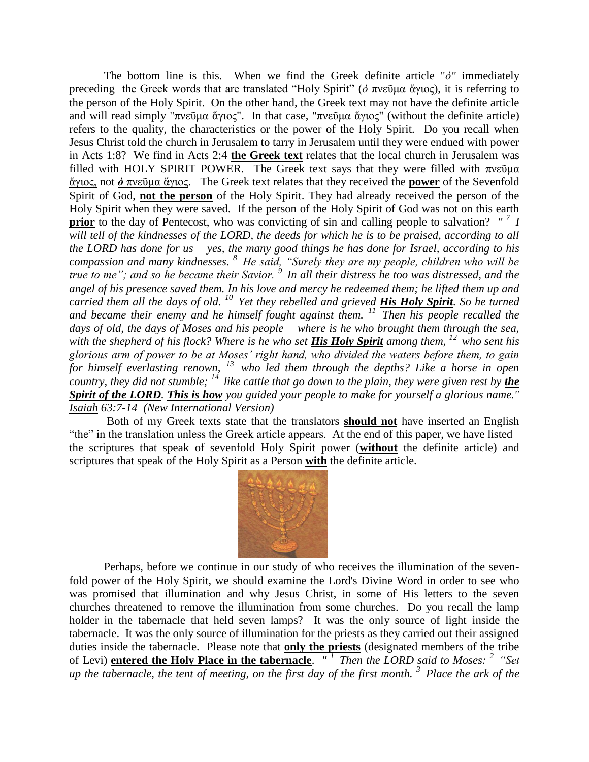The bottom line is this. When we find the Greek definite article "ὁ" immediately preceding the Greek words that are translated "Holy Spirit" (ὁ πνεῦμα ἅγιος), it is referring to the person of the Holy Spirit. On the other hand, the Greek text may not have the definite article and will read simply "πνεῦμα ἅγιος". In that case, "πνεῦμα ἅγιος" (without the definite article) refers to the quality, the characteristics or the power of the Holy Spirit. Do you recall when Jesus Christ told the church in Jerusalem to tarry in Jerusalem until they were endued with power in Acts 1:8? We find in Acts 2:4 **the Greek text** relates that the local church in Jerusalem was filled with HOLY SPIRIT POWER. The Greek text says that they were filled with πνεῦμα ἅγιος, not ***ὁ*** πνεῦμα ἅγιος. The Greek text relates that they received the **power** of the Sevenfold Spirit of God, **not the person** of the Holy Spirit. They had already received the person of the Holy Spirit when they were saved. If the person of the Holy Spirit of God was not on this earth **prior** to the day of Pentecost, who was convicting of sin and calling people to salvation? *"[7] I will tell of the kindnesses of the LORD, the deeds for which he is to be praised, according to all the LORD has done for us— yes, the many good things he has done for Israel, according to his compassion and many kindnesses. [8] He said, "Surely they are my people, children who will be true to me"; and so he became their Savior. [9] In all their distress he too was distressed, and the angel of his presence saved them. In his love and mercy he redeemed them; he lifted them up and carried them all the days of old. [10] Yet they rebelled and grieved **His Holy Spirit**. So he turned and became their enemy and he himself fought against them. [11] Then his people recalled the days of old, the days of Moses and his people— where is he who brought them through the sea, with the shepherd of his flock? Where is he who set **His Holy Spirit** among them, [12] who sent his glorious arm of power to be at Moses' right hand, who divided the waters before them, to gain for himself everlasting renown, [13] who led them through the depths? Like a horse in open country, they did not stumble; [14] like cattle that go down to the plain, they were given rest by **the Spirit of the LORD**. **This is how** you guided your people to make for yourself a glorious name." Isaiah 63:7-14 (New International Version)*

Both of my Greek texts state that the translators **should not** have inserted an English "the" in the translation unless the Greek article appears. At the end of this paper, we have listed the scriptures that speak of sevenfold Holy Spirit power (**without** the definite article) and scriptures that speak of the Holy Spirit as a Person **with** the definite article.

Perhaps, before we continue in our study of who receives the illumination of the sevenfold power of the Holy Spirit, we should examine the Lord's Divine Word in order to see who was promised that illumination and why Jesus Christ, in some of His letters to the seven churches threatened to remove the illumination from some churches. Do you recall the lamp holder in the tabernacle that held seven lamps? It was the only source of light inside the tabernacle. It was the only source of illumination for the priests as they carried out their assigned duties inside the tabernacle. Please note that **only the priests** (designated members of the tribe of Levi) **entered the Holy Place in the tabernacle**. *"[1] Then the LORD said to Moses: [2] "Set up the tabernacle, the tent of meeting, on the first day of the first month. [3] Place the ark of the*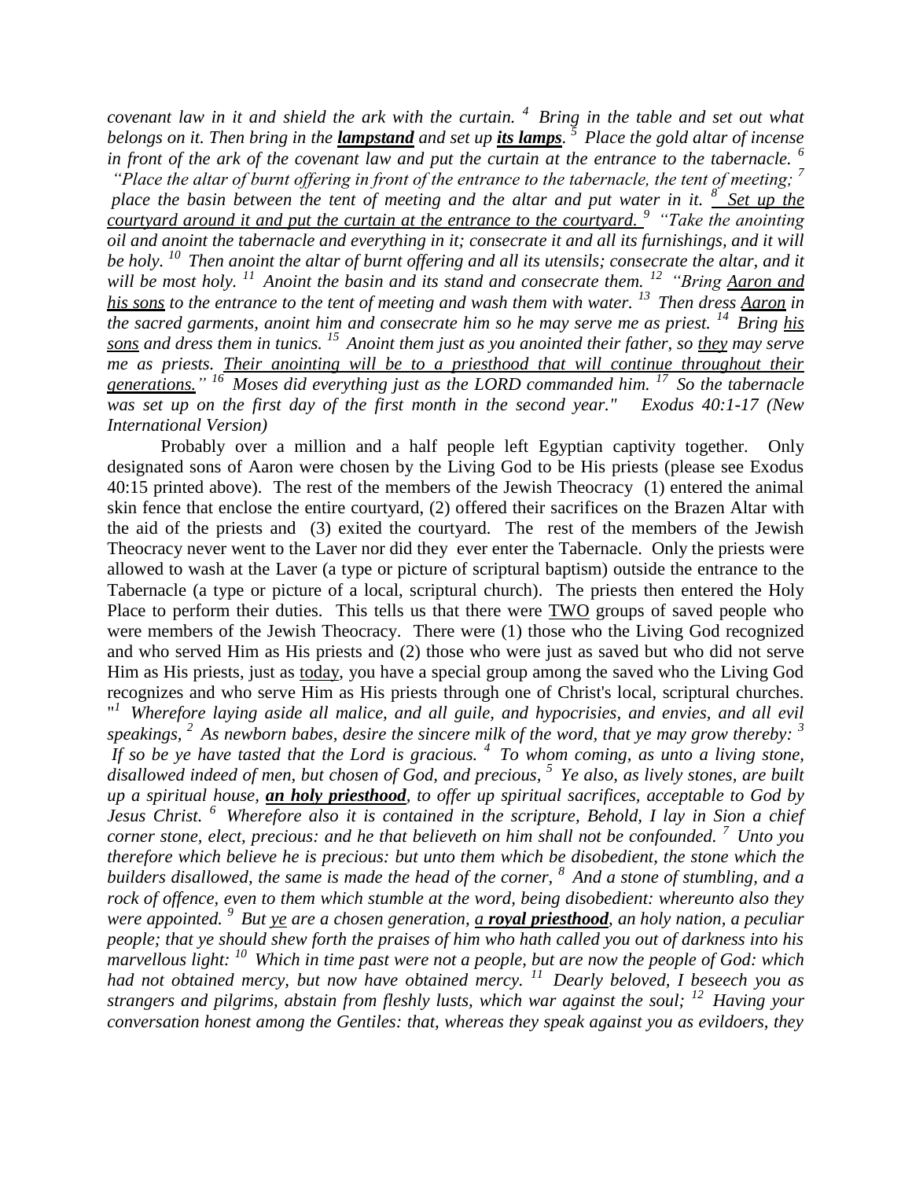*covenant law in it and shield the ark with the curtain. [4] Bring in the table and set out what belongs on it. Then bring in the* ***<u>lampstand</u>*** *and set up* ***<u>its lamps</u>****. [5] Place the gold altar of incense in front of the ark of the covenant law and put the curtain at the entrance to the tabernacle. [6] "Place the altar of burnt offering in front of the entrance to the tabernacle, the tent of meeting; [7] place the basin between the tent of meeting and the altar and put water in it. [8] <u>Set up the courtyard around it and put the curtain at the entrance to the courtyard.</u> [9] "Take the anointing oil and anoint the tabernacle and everything in it; consecrate it and all its furnishings, and it will be holy. [10] Then anoint the altar of burnt offering and all its utensils; consecrate the altar, and it will be most holy. [11] Anoint the basin and its stand and consecrate them. [12] "Bring <u>Aaron and his sons</u> to the entrance to the tent of meeting and wash them with water. [13] Then dress <u>Aaron</u> in the sacred garments, anoint him and consecrate him so he may serve me as priest. [14] Bring <u>his sons</u> and dress them in tunics. [15] Anoint them just as you anointed their father, so <u>they</u> may serve me as priests. <u>Their anointing will be to a priesthood that will continue throughout their generations.</u>" [16] Moses did everything just as the LORD commanded him. [17] So the tabernacle was set up on the first day of the first month in the second year." Exodus 40:1-17 (New International Version)*

Probably over a million and a half people left Egyptian captivity together. Only designated sons of Aaron were chosen by the Living God to be His priests (please see Exodus 40:15 printed above). The rest of the members of the Jewish Theocracy (1) entered the animal skin fence that enclose the entire courtyard, (2) offered their sacrifices on the Brazen Altar with the aid of the priests and (3) exited the courtyard. The rest of the members of the Jewish Theocracy never went to the Laver nor did they ever enter the Tabernacle. Only the priests were allowed to wash at the Laver (a type or picture of scriptural baptism) outside the entrance to the Tabernacle (a type or picture of a local, scriptural church). The priests then entered the Holy Place to perform their duties. This tells us that there were <u>TWO</u> groups of saved people who were members of the Jewish Theocracy. There were (1) those who the Living God recognized and who served Him as His priests and (2) those who were just as saved but who did not serve Him as His priests, just as <u>today</u>, you have a special group among the saved who the Living God recognizes and who serve Him as His priests through one of Christ's local, scriptural churches. "*[1] Wherefore laying aside all malice, and all guile, and hypocrisies, and envies, and all evil speakings, [2] As newborn babes, desire the sincere milk of the word, that ye may grow thereby: [3] If so be ye have tasted that the Lord is gracious. [4] To whom coming, as unto a living stone, disallowed indeed of men, but chosen of God, and precious, [5] Ye also, as lively stones, are built up a spiritual house,* ***<u>an holy priesthood</u>****, to offer up spiritual sacrifices, acceptable to God by Jesus Christ. [6] Wherefore also it is contained in the scripture, Behold, I lay in Sion a chief corner stone, elect, precious: and he that believeth on him shall not be confounded. [7] Unto you therefore which believe he is precious: but unto them which be disobedient, the stone which the builders disallowed, the same is made the head of the corner, [8] And a stone of stumbling, and a rock of offence, even to them which stumble at the word, being disobedient: whereunto also they were appointed. [9] But <u>ye</u> are a chosen generation,* ***<u>a royal priesthood</u>****, an holy nation, a peculiar people; that ye should shew forth the praises of him who hath called you out of darkness into his marvellous light: [10] Which in time past were not a people, but are now the people of God: which had not obtained mercy, but now have obtained mercy. [11] Dearly beloved, I beseech you as strangers and pilgrims, abstain from fleshly lusts, which war against the soul; [12] Having your conversation honest among the Gentiles: that, whereas they speak against you as evildoers, they*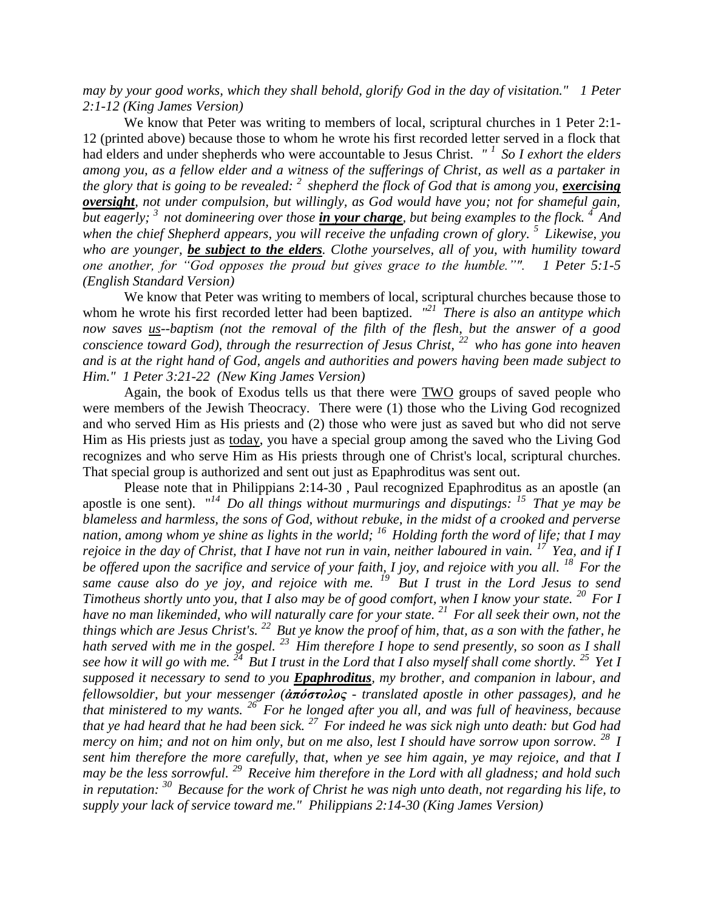*may by your good works, which they shall behold, glorify God in the day of visitation." 1 Peter 2:1-12 (King James Version)*

We know that Peter was writing to members of local, scriptural churches in 1 Peter 2:1-12 (printed above) because those to whom he wrote his first recorded letter served in a flock that had elders and under shepherds who were accountable to Jesus Christ. *" [1] So I exhort the elders among you, as a fellow elder and a witness of the sufferings of Christ, as well as a partaker in the glory that is going to be revealed: [2] shepherd the flock of God that is among you, **exercising oversight**, not under compulsion, but willingly, as God would have you; not for shameful gain, but eagerly; [3] not domineering over those **in your charge**, but being examples to the flock. [4] And when the chief Shepherd appears, you will receive the unfading crown of glory. [5] Likewise, you who are younger, **be subject to the elders**. Clothe yourselves, all of you, with humility toward one another, for "God opposes the proud but gives grace to the humble."". 1 Peter 5:1-5 (English Standard Version)*

We know that Peter was writing to members of local, scriptural churches because those to whom he wrote his first recorded letter had been baptized. *"[21] There is also an antitype which now saves us--baptism (not the removal of the filth of the flesh, but the answer of a good conscience toward God), through the resurrection of Jesus Christ, [22] who has gone into heaven and is at the right hand of God, angels and authorities and powers having been made subject to Him." 1 Peter 3:21-22 (New King James Version)*

Again, the book of Exodus tells us that there were TWO groups of saved people who were members of the Jewish Theocracy. There were (1) those who the Living God recognized and who served Him as His priests and (2) those who were just as saved but who did not serve Him as His priests just as today, you have a special group among the saved who the Living God recognizes and who serve Him as His priests through one of Christ's local, scriptural churches. That special group is authorized and sent out just as Epaphroditus was sent out.

Please note that in Philippians 2:14-30 , Paul recognized Epaphroditus as an apostle (an apostle is one sent). *"[14] Do all things without murmurings and disputings: [15] That ye may be blameless and harmless, the sons of God, without rebuke, in the midst of a crooked and perverse nation, among whom ye shine as lights in the world; [16] Holding forth the word of life; that I may rejoice in the day of Christ, that I have not run in vain, neither laboured in vain. [17] Yea, and if I be offered upon the sacrifice and service of your faith, I joy, and rejoice with you all. [18] For the same cause also do ye joy, and rejoice with me. [19] But I trust in the Lord Jesus to send Timotheus shortly unto you, that I also may be of good comfort, when I know your state. [20] For I have no man likeminded, who will naturally care for your state. [21] For all seek their own, not the things which are Jesus Christ's. [22] But ye know the proof of him, that, as a son with the father, he hath served with me in the gospel. [23] Him therefore I hope to send presently, so soon as I shall see how it will go with me. [24] But I trust in the Lord that I also myself shall come shortly. [25] Yet I supposed it necessary to send to you **Epaphroditus**, my brother, and companion in labour, and fellowsoldier, but your messenger (**ἀπόστολος** - translated apostle in other passages), and he that ministered to my wants. [26] For he longed after you all, and was full of heaviness, because that ye had heard that he had been sick. [27] For indeed he was sick nigh unto death: but God had mercy on him; and not on him only, but on me also, lest I should have sorrow upon sorrow. [28] I sent him therefore the more carefully, that, when ye see him again, ye may rejoice, and that I may be the less sorrowful. [29] Receive him therefore in the Lord with all gladness; and hold such in reputation: [30] Because for the work of Christ he was nigh unto death, not regarding his life, to supply your lack of service toward me." Philippians 2:14-30 (King James Version)*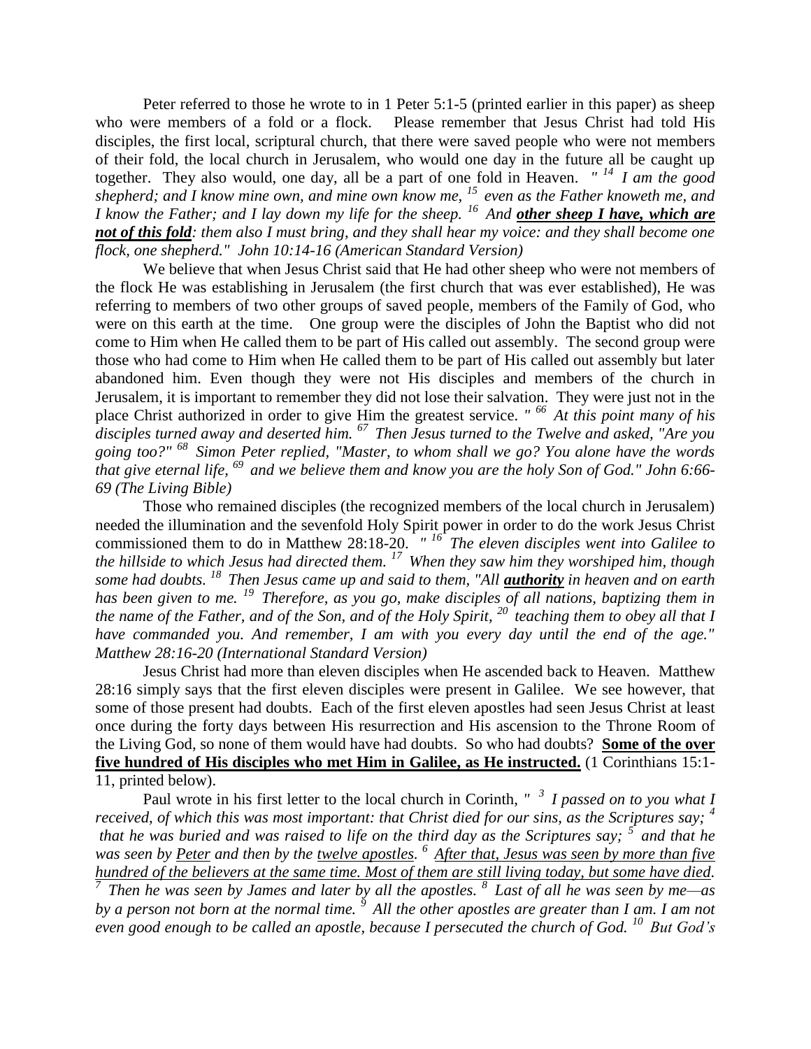Peter referred to those he wrote to in 1 Peter 5:1-5 (printed earlier in this paper) as sheep who were members of a fold or a flock. Please remember that Jesus Christ had told His disciples, the first local, scriptural church, that there were saved people who were not members of their fold, the local church in Jerusalem, who would one day in the future all be caught up together. They also would, one day, all be a part of one fold in Heaven. *" [14] I am the good shepherd; and I know mine own, and mine own know me, [15] even as the Father knoweth me, and I know the Father; and I lay down my life for the sheep. [16] And **<u>other sheep I have, which are not of this fold</u>**: them also I must bring, and they shall hear my voice: and they shall become one flock, one shepherd." John 10:14-16 (American Standard Version)*

We believe that when Jesus Christ said that He had other sheep who were not members of the flock He was establishing in Jerusalem (the first church that was ever established), He was referring to members of two other groups of saved people, members of the Family of God, who were on this earth at the time. One group were the disciples of John the Baptist who did not come to Him when He called them to be part of His called out assembly. The second group were those who had come to Him when He called them to be part of His called out assembly but later abandoned him. Even though they were not His disciples and members of the church in Jerusalem, it is important to remember they did not lose their salvation. They were just not in the place Christ authorized in order to give Him the greatest service. *" [66] At this point many of his disciples turned away and deserted him. [67] Then Jesus turned to the Twelve and asked, "Are you going too?" [68] Simon Peter replied, "Master, to whom shall we go? You alone have the words that give eternal life, [69] and we believe them and know you are the holy Son of God." John 6:66-69 (The Living Bible)*

Those who remained disciples (the recognized members of the local church in Jerusalem) needed the illumination and the sevenfold Holy Spirit power in order to do the work Jesus Christ commissioned them to do in Matthew 28:18-20. *" [16] The eleven disciples went into Galilee to the hillside to which Jesus had directed them. [17] When they saw him they worshiped him, though some had doubts. [18] Then Jesus came up and said to them, "All **<u>authority</u>** in heaven and on earth has been given to me. [19] Therefore, as you go, make disciples of all nations, baptizing them in the name of the Father, and of the Son, and of the Holy Spirit, [20] teaching them to obey all that I have commanded you. And remember, I am with you every day until the end of the age." Matthew 28:16-20 (International Standard Version)*

Jesus Christ had more than eleven disciples when He ascended back to Heaven. Matthew 28:16 simply says that the first eleven disciples were present in Galilee. We see however, that some of those present had doubts. Each of the first eleven apostles had seen Jesus Christ at least once during the forty days between His resurrection and His ascension to the Throne Room of the Living God, so none of them would have had doubts. So who had doubts? **<u>Some of the over five hundred of His disciples who met Him in Galilee, as He instructed.</u>** (1 Corinthians 15:1-11, printed below).

Paul wrote in his first letter to the local church in Corinth, *" [3] I passed on to you what I received, of which this was most important: that Christ died for our sins, as the Scriptures say; [4] that he was buried and was raised to life on the third day as the Scriptures say; [5] and that he was seen by <u>Peter</u> and then by the <u>twelve apostles</u>. [6] <u>After that, Jesus was seen by more than five hundred of the believers at the same time. Most of them are still living today, but some have died</u>. [7] Then he was seen by James and later by all the apostles. [8] Last of all he was seen by me—as by a person not born at the normal time. [9] All the other apostles are greater than I am. I am not even good enough to be called an apostle, because I persecuted the church of God. [10] But God's*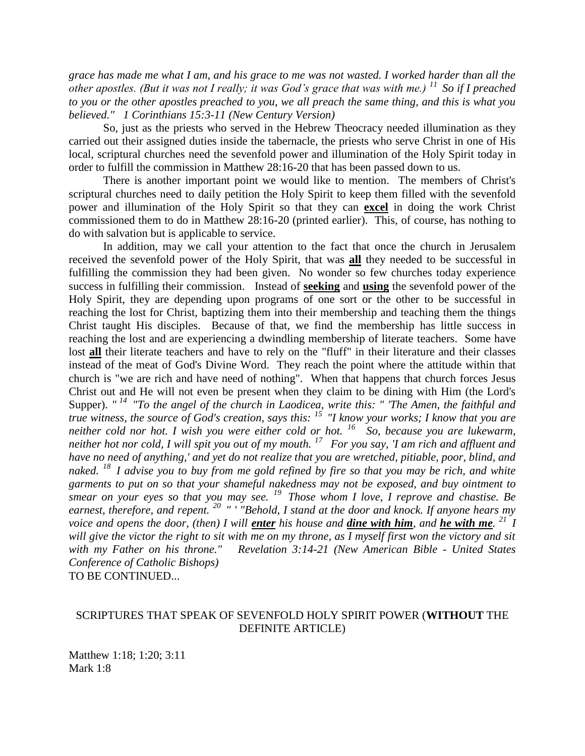*grace has made me what I am, and his grace to me was not wasted. I worked harder than all the other apostles. (But it was not I really; it was God's grace that was with me.) [11] So if I preached to you or the other apostles preached to you, we all preach the same thing, and this is what you believed." 1 Corinthians 15:3-11 (New Century Version)*

So, just as the priests who served in the Hebrew Theocracy needed illumination as they carried out their assigned duties inside the tabernacle, the priests who serve Christ in one of His local, scriptural churches need the sevenfold power and illumination of the Holy Spirit today in order to fulfill the commission in Matthew 28:16-20 that has been passed down to us.

There is another important point we would like to mention. The members of Christ's scriptural churches need to daily petition the Holy Spirit to keep them filled with the sevenfold power and illumination of the Holy Spirit so that they can **excel** in doing the work Christ commissioned them to do in Matthew 28:16-20 (printed earlier). This, of course, has nothing to do with salvation but is applicable to service.

In addition, may we call your attention to the fact that once the church in Jerusalem received the sevenfold power of the Holy Spirit, that was **all** they needed to be successful in fulfilling the commission they had been given. No wonder so few churches today experience success in fulfilling their commission. Instead of **seeking** and **using** the sevenfold power of the Holy Spirit, they are depending upon programs of one sort or the other to be successful in reaching the lost for Christ, baptizing them into their membership and teaching them the things Christ taught His disciples. Because of that, we find the membership has little success in reaching the lost and are experiencing a dwindling membership of literate teachers. Some have lost **all** their literate teachers and have to rely on the "fluff" in their literature and their classes instead of the meat of God's Divine Word. They reach the point where the attitude within that church is "we are rich and have need of nothing". When that happens that church forces Jesus Christ out and He will not even be present when they claim to be dining with Him (the Lord's Supper). *" [14] "To the angel of the church in Laodicea, write this: " 'The Amen, the faithful and true witness, the source of God's creation, says this: [15] "I know your works; I know that you are neither cold nor hot. I wish you were either cold or hot. [16] So, because you are lukewarm, neither hot nor cold, I will spit you out of my mouth. [17] For you say, 'I am rich and affluent and have no need of anything,' and yet do not realize that you are wretched, pitiable, poor, blind, and naked. [18] I advise you to buy from me gold refined by fire so that you may be rich, and white garments to put on so that your shameful nakedness may not be exposed, and buy ointment to smear on your eyes so that you may see. [19] Those whom I love, I reprove and chastise. Be earnest, therefore, and repent. [20] " ' "Behold, I stand at the door and knock. If anyone hears my voice and opens the door, (then) I will **enter** his house and **dine with him**, and **he with me**. [21] I will give the victor the right to sit with me on my throne, as I myself first won the victory and sit with my Father on his throne." Revelation 3:14-21 (New American Bible - United States Conference of Catholic Bishops)*

TO BE CONTINUED...

## SCRIPTURES THAT SPEAK OF SEVENFOLD HOLY SPIRIT POWER (**WITHOUT** THE DEFINITE ARTICLE)

Matthew 1:18; 1:20; 3:11
Mark 1:8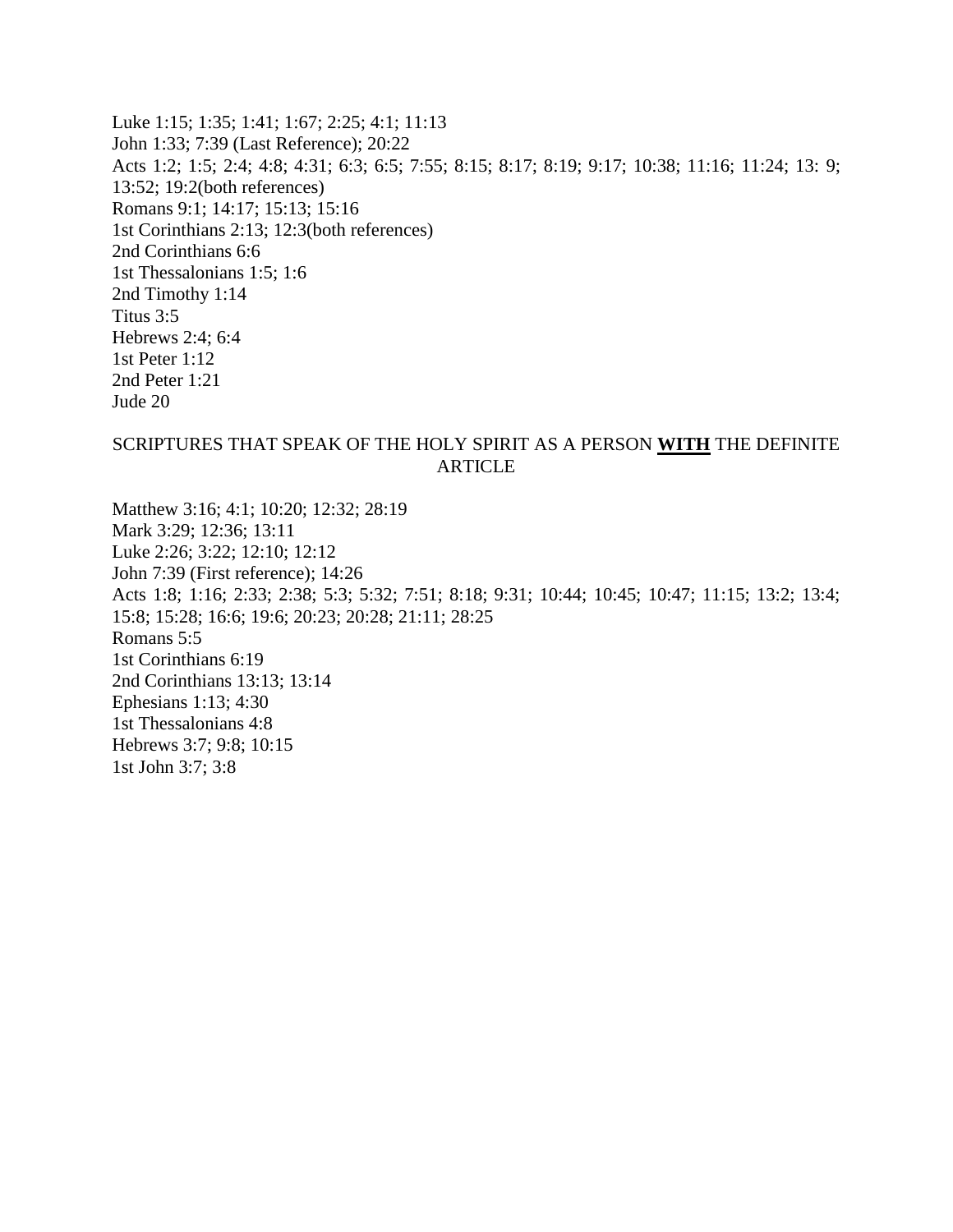Luke 1:15; 1:35; 1:41; 1:67; 2:25; 4:1; 11:13
John 1:33; 7:39 (Last Reference); 20:22
Acts 1:2; 1:5; 2:4; 4:8; 4:31; 6:3; 6:5; 7:55; 8:15; 8:17; 8:19; 9:17; 10:38; 11:16; 11:24; 13: 9; 13:52; 19:2(both references)
Romans 9:1; 14:17; 15:13; 15:16
1st Corinthians 2:13; 12:3(both references)
2nd Corinthians 6:6
1st Thessalonians 1:5; 1:6
2nd Timothy 1:14
Titus 3:5
Hebrews 2:4; 6:4
1st Peter 1:12
2nd Peter 1:21
Jude 20

## SCRIPTURES THAT SPEAK OF THE HOLY SPIRIT AS A PERSON **WITH** THE DEFINITE ARTICLE

Matthew 3:16; 4:1; 10:20; 12:32; 28:19
Mark 3:29; 12:36; 13:11
Luke 2:26; 3:22; 12:10; 12:12
John 7:39 (First reference); 14:26
Acts 1:8; 1:16; 2:33; 2:38; 5:3; 5:32; 7:51; 8:18; 9:31; 10:44; 10:45; 10:47; 11:15; 13:2; 13:4; 15:8; 15:28; 16:6; 19:6; 20:23; 20:28; 21:11; 28:25
Romans 5:5
1st Corinthians 6:19
2nd Corinthians 13:13; 13:14
Ephesians 1:13; 4:30
1st Thessalonians 4:8
Hebrews 3:7; 9:8; 10:15
1st John 3:7; 3:8